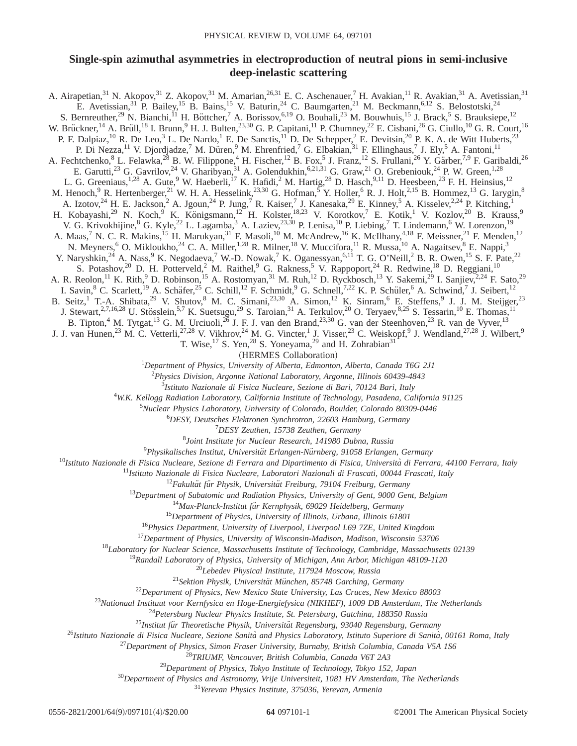# Single-spin azimuthal asymmetries in electroproduction of neutral pions in semi-inclusive deep-inelastic scattering

A. Airapetian,[31] N. Akopov,[31] Z. Akopov,[31] M. Amarian,[26,31] E. C. Aschenauer,[7] H. Avakian,[11] R. Avakian,[31] A. Avetissian,[31] E. Avetissian,[31] P. Bailey,[15] B. Bains,[15] V. Baturin,[24] C. Baumgarten,[21] M. Beckmann,[6,12] S. Belostotski,[24] S. Bernreuther,[29] N. Bianchi,[11] H. Böttcher,[7] A. Borissov,[6,19] O. Bouhali,[23] M. Bouwhuis,[15] J. Brack,[5] S. Brauksiepe,[12] W. Brückner,[14] A. Brüll,[18] I. Brunn,[9] H. J. Bulten,[23,30] G. P. Capitani,[11] P. Chumney,[22] E. Cisbani,[26] G. Ciullo,[10] G. R. Court,[16] P. F. Dalpiaz,[10] R. De Leo,[3] L. De Nardo,[1] E. De Sanctis,[11] D. De Schepper,[2] E. Devitsin,[20] P. K. A. de Witt Huberts,[23] P. Di Nezza,[11] V. Djordjadze,[7] M. Düren,[9] M. Ehrenfried,[7] G. Elbakian,[31] F. Ellinghaus,[7] J. Ely,[5] A. Fantoni,[11] A. Fechtchenko,[8] L. Felawka,[28] B. W. Filippone,[4] H. Fischer,[12] B. Fox,[5] J. Franz,[12] S. Frullani,[26] Y. Gärber,[7,9] F. Garibaldi,[26] E. Garutti,[23] G. Gavrilov,[24] V. Gharibyan,[31] A. Golendukhin,[6,21,31] G. Graw,[21] O. Grebeniouk,[24] P. W. Green,[1,28] L. G. Greeniaus,[1,28] A. Gute,[9] W. Haeberli,[17] K. Hafidi,[2] M. Hartig,[28] D. Hasch,[9,11] D. Heesbeen,[23] F. H. Heinsius,[12] M. Henoch,[9] R. Hertenberger,[21] W. H. A. Hesselink,[23,30] G. Hofman,[5] Y. Holler,[6] R. J. Holt,[2,15] B. Hommez,[13] G. Iarygin,[8] A. Izotov,[24] H. E. Jackson,[2] A. Jgoun,[24] P. Jung,[7] R. Kaiser,[7] J. Kanesaka,[29] E. Kinney,[5] A. Kisselev,[2,24] P. Kitching,[1] H. Kobayashi,[29] N. Koch,[9] K. Königsmann,[12] H. Kolster,[18,23] V. Korotkov,[7] E. Kotik,[1] V. Kozlov,[20] B. Krauss,[9] V. G. Krivokhijine,[8] G. Kyle,[22] L. Lagamba,[3] A. Laziev,[23,30] P. Lenisa,[10] P. Liebing,[7] T. Lindemann,[6] W. Lorenzon,[19] A. Maas,[7] N. C. R. Makins,[15] H. Marukyan,[31] F. Masoli,[10] M. McAndrew,[16] K. McIlhany,[4,18] F. Meissner,[21] F. Menden,[12] N. Meyners,[6] O. Mikloukho,[24] C. A. Miller,[1,28] R. Milner,[18] V. Muccifora,[11] R. Mussa,[10] A. Nagaitsev,[8] E. Nappi,[3] Y. Naryshkin,[24] A. Nass,[9] K. Negodaeva,[7] W.-D. Nowak,[7] K. Oganessyan,[6,11] T. G. O'Neill,[2] B. R. Owen,[15] S. F. Pate,[22] S. Potashov,[20] D. H. Potterveld,[2] M. Raithel,[9] G. Rakness,[5] V. Rappoport,[24] R. Redwine,[18] D. Reggiani,[10] A. R. Reolon,[11] K. Rith,[9] D. Robinson,[15] A. Rostomyan,[31] M. Ruh,[12] D. Ryckbosch,[13] Y. Sakemi,[29] I. Sanjiev,[2,24] F. Sato,[29] I. Savin,[8] C. Scarlett,[19] A. Schäfer,[25] C. Schill,[12] F. Schmidt,[9] G. Schnell,[7,22] K. P. Schüler,[6] A. Schwind,[7] J. Seibert,[12] B. Seitz,[1] T.-A. Shibata,[29] V. Shutov,[8] M. C. Simani,[23,30] A. Simon,[12] K. Sinram,[6] E. Steffens,[9] J. J. M. Steijger,[23] J. Stewart,[2,7,16,28] U. Stösslein,[5,7] K. Suetsugu,[29] S. Taroian,[31] A. Terkulov,[20] O. Teryaev,[8,25] S. Tessarin,[10] E. Thomas,[11] B. Tipton,[4] M. Tytgat,[13] G. M. Urciuoli,[26] J. F. J. van den Brand,[23,30] G. van der Steenhoven,[23] R. van de Vyver,[13] J. J. van Hunen,[23] M. C. Vetterli,[27,28] V. Vikhrov,[24] M. G. Vincter,[1] J. Visser,[23] C. Weiskopf,[9] J. Wendland,[27,28] J. Wilbert,[9] T. Wise,[17] S. Yen,[28] S. Yoneyama,[29] and H. Zohrabian[31]

(HERMES Collaboration)

[1] *Department of Physics, University of Alberta, Edmonton, Alberta, Canada T6G 2J1*
[2] *Physics Division, Argonne National Laboratory, Argonne, Illinois 60439-4843*
[3] *Istituto Nazionale di Fisica Nucleare, Sezione di Bari, 70124 Bari, Italy*
[4] *W.K. Kellogg Radiation Laboratory, California Institute of Technology, Pasadena, California 91125*
[5] *Nuclear Physics Laboratory, University of Colorado, Boulder, Colorado 80309-0446*
[6] *DESY, Deutsches Elektronen Synchrotron, 22603 Hamburg, Germany*
[7] *DESY Zeuthen, 15738 Zeuthen, Germany*
[8] *Joint Institute for Nuclear Research, 141980 Dubna, Russia*
[9] *Physikalisches Institut, Universität Erlangen-Nürnberg, 91058 Erlangen, Germany*
[10] *Istituto Nazionale di Fisica Nucleare, Sezione di Ferrara and Dipartimento di Fisica, Università di Ferrara, 44100 Ferrara, Italy*
[11] *Istituto Nazionale di Fisica Nucleare, Laboratori Nazionali di Frascati, 00044 Frascati, Italy*
[12] *Fakultät für Physik, Universität Freiburg, 79104 Freiburg, Germany*
[13] *Department of Subatomic and Radiation Physics, University of Gent, 9000 Gent, Belgium*
[14] *Max-Planck-Institut für Kernphysik, 69029 Heidelberg, Germany*
[15] *Department of Physics, University of Illinois, Urbana, Illinois 61801*
[16] *Physics Department, University of Liverpool, Liverpool L69 7ZE, United Kingdom*
[17] *Department of Physics, University of Wisconsin-Madison, Madison, Wisconsin 53706*
[18] *Laboratory for Nuclear Science, Massachusetts Institute of Technology, Cambridge, Massachusetts 02139*
[19] *Randall Laboratory of Physics, University of Michigan, Ann Arbor, Michigan 48109-1120*
[20] *Lebedev Physical Institute, 117924 Moscow, Russia*
[21] *Sektion Physik, Universität München, 85748 Garching, Germany*
[22] *Department of Physics, New Mexico State University, Las Cruces, New Mexico 88003*
[23] *Nationaal Instituut voor Kernfysica en Hoge-Energiefysica (NIKHEF), 1009 DB Amsterdam, The Netherlands*
[24] *Petersburg Nuclear Physics Institute, St. Petersburg, Gatchina, 188350 Russia*
[25] *Institut für Theoretische Physik, Universität Regensburg, 93040 Regensburg, Germany*
[26] *Istituto Nazionale di Fisica Nucleare, Sezione Sanità and Physics Laboratory, Istituto Superiore di Sanità, 00161 Roma, Italy*
[27] *Department of Physics, Simon Fraser University, Burnaby, British Columbia, Canada V5A 1S6*
[28] *TRIUMF, Vancouver, British Columbia, Canada V6T 2A3*
[29] *Department of Physics, Tokyo Institute of Technology, Tokyo 152, Japan*
[30] *Department of Physics and Astronomy, Vrije Universiteit, 1081 HV Amsterdam, The Netherlands*
[31] *Yerevan Physics Institute, 375036, Yerevan, Armenia*

0556-2821/2001/64(9)/097101(4)/$20.00 ©2001 The American Physical Society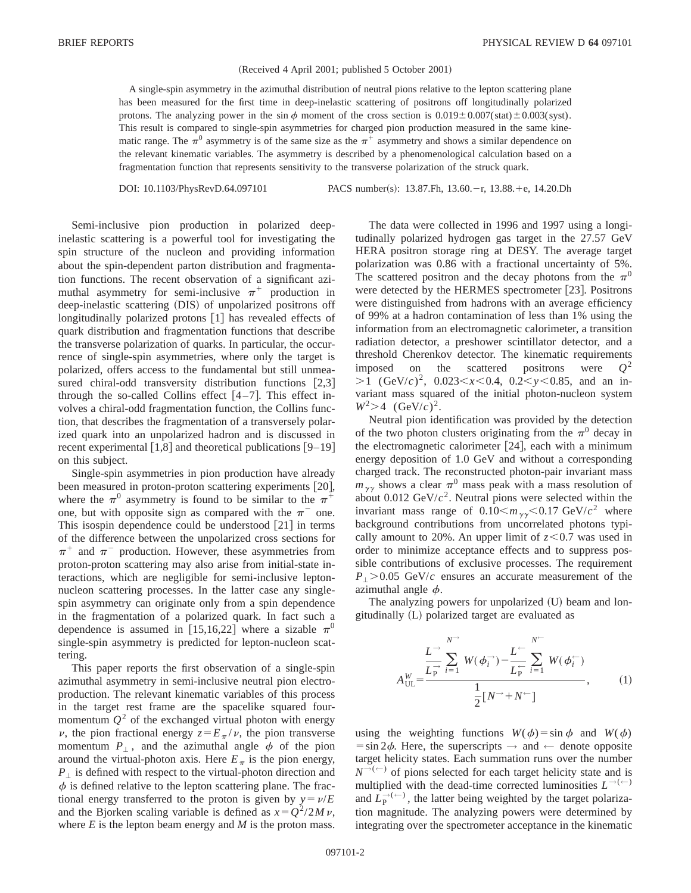(Received 4 April 2001; published 5 October 2001)

A single-spin asymmetry in the azimuthal distribution of neutral pions relative to the lepton scattering plane has been measured for the first time in deep-inelastic scattering of positrons off longitudinally polarized protons. The analyzing power in the $\sin\phi$ moment of the cross section is $0.019 \pm 0.007(\mathrm{stat}) \pm 0.003(\mathrm{syst})$. This result is compared to single-spin asymmetries for charged pion production measured in the same kinematic range. The $\pi^0$ asymmetry is of the same size as the $\pi^+$ asymmetry and shows a similar dependence on the relevant kinematic variables. The asymmetry is described by a phenomenological calculation based on a fragmentation function that represents sensitivity to the transverse polarization of the struck quark.

DOI: 10.1103/PhysRevD.64.097101 PACS number(s): 13.87.Fh, 13.60.−r, 13.88.+e, 14.20.Dh

Semi-inclusive pion production in polarized deep-inelastic scattering is a powerful tool for investigating the spin structure of the nucleon and providing information about the spin-dependent parton distribution and fragmentation functions. The recent observation of a significant azimuthal asymmetry for semi-inclusive $\pi^+$ production in deep-inelastic scattering (DIS) of unpolarized positrons off longitudinally polarized protons [1] has revealed effects of quark distribution and fragmentation functions that describe the transverse polarization of quarks. In particular, the occurrence of single-spin asymmetries, where only the target is polarized, offers access to the fundamental but still unmeasured chiral-odd transversity distribution functions [2,3] through the so-called Collins effect [4–7]. This effect involves a chiral-odd fragmentation function, the Collins function, that describes the fragmentation of a transversely polarized quark into an unpolarized hadron and is discussed in recent experimental [1,8] and theoretical publications [9–19] on this subject.

Single-spin asymmetries in pion production have already been measured in proton-proton scattering experiments [20], where the $\pi^0$ asymmetry is found to be similar to the $\pi^+$ one, but with opposite sign as compared with the $\pi^-$ one. This isospin dependence could be understood [21] in terms of the difference between the unpolarized cross sections for $\pi^+$ and $\pi^-$ production. However, these asymmetries from proton-proton scattering may also arise from initial-state interactions, which are negligible for semi-inclusive lepton-nucleon scattering processes. In the latter case any single-spin asymmetry can originate only from a spin dependence in the fragmentation of a polarized quark. In fact such a dependence is assumed in [15,16,22] where a sizable $\pi^0$ single-spin asymmetry is predicted for lepton-nucleon scattering.

This paper reports the first observation of a single-spin azimuthal asymmetry in semi-inclusive neutral pion electroproduction. The relevant kinematic variables of this process in the target rest frame are the spacelike squared four-momentum $Q^2$ of the exchanged virtual photon with energy $\nu$, the pion fractional energy $z = E_\pi/\nu$, the pion transverse momentum $P_\perp$, and the azimuthal angle $\phi$ of the pion around the virtual-photon axis. Here $E_\pi$ is the pion energy, $P_\perp$ is defined with respect to the virtual-photon direction and $\phi$ is defined relative to the lepton scattering plane. The fractional energy transferred to the proton is given by $y = \nu/E$ and the Bjorken scaling variable is defined as $x = Q^2/2M\nu$, where $E$ is the lepton beam energy and $M$ is the proton mass.

The data were collected in 1996 and 1997 using a longitudinally polarized hydrogen gas target in the 27.57 GeV HERA positron storage ring at DESY. The average target polarization was 0.86 with a fractional uncertainty of 5%. The scattered positron and the decay photons from the $\pi^0$ were detected by the HERMES spectrometer [23]. Positrons were distinguished from hadrons with an average efficiency of 99% at a hadron contamination of less than 1% using the information from an electromagnetic calorimeter, a transition radiation detector, a preshower scintillator detector, and a threshold Cherenkov detector. The kinematic requirements imposed on the scattered positrons were $Q^2 > 1\ (\mathrm{GeV}/c)^2$, $0.023 < x < 0.4$, $0.2 < y < 0.85$, and an invariant mass squared of the initial photon-nucleon system $W^2 > 4\ (\mathrm{GeV}/c)^2$.

Neutral pion identification was provided by the detection of the two photon clusters originating from the $\pi^0$ decay in the electromagnetic calorimeter [24], each with a minimum energy deposition of 1.0 GeV and without a corresponding charged track. The reconstructed photon-pair invariant mass $m_{\gamma\gamma}$ shows a clear $\pi^0$ mass peak with a mass resolution of about 0.012 $\mathrm{GeV}/c^2$. Neutral pions were selected within the invariant mass range of $0.10 < m_{\gamma\gamma} < 0.17\ \mathrm{GeV}/c^2$ where background contributions from uncorrelated photons typically amount to 20%. An upper limit of $z < 0.7$ was used in order to minimize acceptance effects and to suppress possible contributions of exclusive processes. The requirement $P_\perp > 0.05\ \mathrm{GeV}/c$ ensures an accurate measurement of the azimuthal angle $\phi$.

The analyzing powers for unpolarized (U) beam and longitudinally (L) polarized target are evaluated as

$$A_{\mathrm{UL}}^{W} = \frac{\dfrac{L^{\rightarrow}}{L_{\mathrm{P}}^{\rightarrow}} \displaystyle\sum_{i=1}^{N^{\rightarrow}} W(\phi_i^{\rightarrow}) - \dfrac{L^{\leftarrow}}{L_{\mathrm{P}}^{\leftarrow}} \displaystyle\sum_{i=1}^{N^{\leftarrow}} W(\phi_i^{\leftarrow})}{\dfrac{1}{2}[N^{\rightarrow} + N^{\leftarrow}]}, \qquad (1)$$

using the weighting functions $W(\phi) = \sin\phi$ and $W(\phi) = \sin 2\phi$. Here, the superscripts $\rightarrow$ and $\leftarrow$ denote opposite target helicity states. Each summation runs over the number $N^{\rightarrow(\leftarrow)}$ of pions selected for each target helicity state and is multiplied with the dead-time corrected luminosities $L^{\rightarrow(\leftarrow)}$ and $L_{\mathrm{P}}^{\rightarrow(\leftarrow)}$, the latter being weighted by the target polarization magnitude. The analyzing powers were determined by integrating over the spectrometer acceptance in the kinematic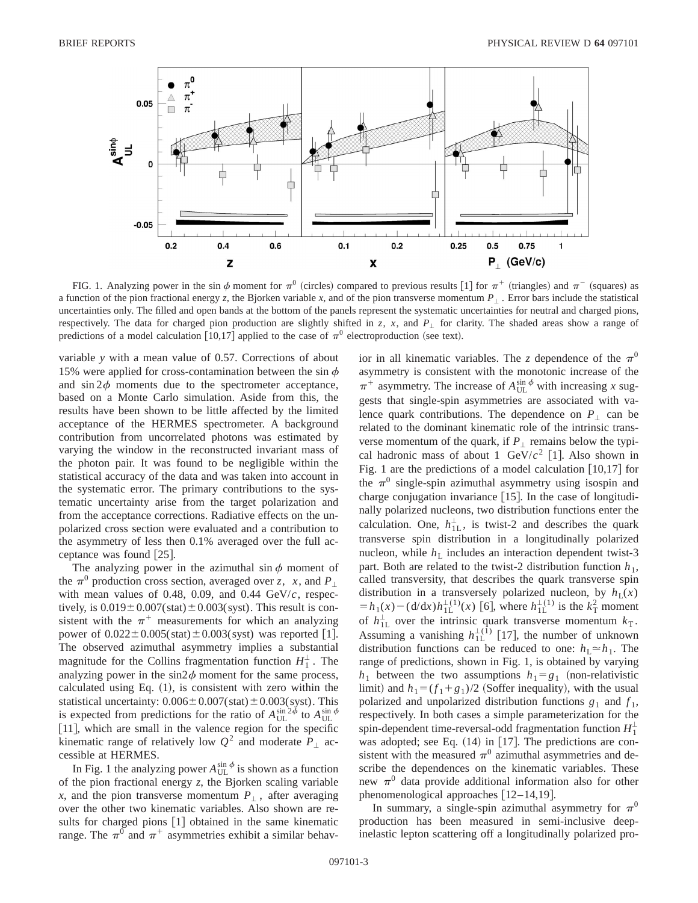$\pi^0$
$\pi^+$
$\pi^-$

0.05

$A_{UL}^{\sin\phi}$

0

-0.05

0.2 0.4 0.6

$z$

0.1 0.2

$x$

0.25 0.5 0.75 1

$P_\perp$ (GeV/c)

FIG. 1. Analyzing power in the $\sin\phi$ moment for $\pi^0$ (circles) compared to previous results [1] for $\pi^+$ (triangles) and $\pi^-$ (squares) as a function of the pion fractional energy $z$, the Bjorken variable $x$, and of the pion transverse momentum $P_\perp$. Error bars include the statistical uncertainties only. The filled and open bands at the bottom of the panels represent the systematic uncertainties for neutral and charged pions, respectively. The data for charged pion production are slightly shifted in $z$, $x$, and $P_\perp$ for clarity. The shaded areas show a range of predictions of a model calculation [10,17] applied to the case of $\pi^0$ electroproduction (see text).

variable $y$ with a mean value of 0.57. Corrections of about 15% were applied for cross-contamination between the $\sin\phi$ and $\sin 2\phi$ moments due to the spectrometer acceptance, based on a Monte Carlo simulation. Aside from this, the results have been shown to be little affected by the limited acceptance of the HERMES spectrometer. A background contribution from uncorrelated photons was estimated by varying the window in the reconstructed invariant mass of the photon pair. It was found to be negligible within the statistical accuracy of the data and was taken into account in the systematic error. The primary contributions to the systematic uncertainty arise from the target polarization and from the acceptance corrections. Radiative effects on the unpolarized cross section were evaluated and a contribution to the asymmetry of less then 0.1% averaged over the full acceptance was found [25].

The analyzing power in the azimuthal $\sin\phi$ moment of the $\pi^0$ production cross section, averaged over $z$, $x$, and $P_\perp$ with mean values of 0.48, 0.09, and 0.44 GeV/$c$, respectively, is $0.019\pm0.007(\text{stat})\pm0.003(\text{syst})$. This result is consistent with the $\pi^+$ measurements for which an analyzing power of $0.022\pm0.005(\text{stat})\pm0.003(\text{syst})$ was reported [1]. The observed azimuthal asymmetry implies a substantial magnitude for the Collins fragmentation function $H_1^\perp$. The analyzing power in the $\sin 2\phi$ moment for the same process, calculated using Eq. (1), is consistent with zero within the statistical uncertainty: $0.006\pm0.007(\text{stat})\pm0.003(\text{syst})$. This is expected from predictions for the ratio of $A_{UL}^{\sin 2\phi}$ to $A_{UL}^{\sin\phi}$ [11], which are small in the valence region for the specific kinematic range of relatively low $Q^2$ and moderate $P_\perp$ accessible at HERMES.

In Fig. 1 the analyzing power $A_{UL}^{\sin\phi}$ is shown as a function of the pion fractional energy $z$, the Bjorken scaling variable $x$, and the pion transverse momentum $P_\perp$, after averaging over the other two kinematic variables. Also shown are results for charged pions [1] obtained in the same kinematic range. The $\pi^0$ and $\pi^+$ asymmetries exhibit a similar behavior in all kinematic variables. The $z$ dependence of the $\pi^0$ asymmetry is consistent with the monotonic increase of the $\pi^+$ asymmetry. The increase of $A_{UL}^{\sin\phi}$ with increasing $x$ suggests that single-spin asymmetries are associated with valence quark contributions. The dependence on $P_\perp$ can be related to the dominant kinematic role of the intrinsic transverse momentum of the quark, if $P_\perp$ remains below the typical hadronic mass of about 1 GeV/$c^2$ [1]. Also shown in Fig. 1 are the predictions of a model calculation [10,17] for the $\pi^0$ single-spin azimuthal asymmetry using isospin and charge conjugation invariance [15]. In the case of longitudinally polarized nucleons, two distribution functions enter the calculation. One, $h_{1L}^\perp$, is twist-2 and describes the quark transverse spin distribution in a longitudinally polarized nucleon, while $h_L$ includes an interaction dependent twist-3 part. Both are related to the twist-2 distribution function $h_1$, called transversity, that describes the quark transverse spin distribution in a transversely polarized nucleon, by $h_L(x) = h_1(x) - (\mathrm{d}/\mathrm{d}x)h_{1L}^{\perp(1)}(x)$ [6], where $h_{1L}^{\perp(1)}$ is the $k_T^2$ moment of $h_{1L}^\perp$ over the intrinsic quark transverse momentum $k_T$. Assuming a vanishing $h_{1L}^{\perp(1)}$ [17], the number of unknown distribution functions can be reduced to one: $h_L \simeq h_1$. The range of predictions, shown in Fig. 1, is obtained by varying $h_1$ between the two assumptions $h_1 = g_1$ (non-relativistic limit) and $h_1 = (f_1+g_1)/2$ (Soffer inequality), with the usual polarized and unpolarized distribution functions $g_1$ and $f_1$, respectively. In both cases a simple parameterization for the spin-dependent time-reversal-odd fragmentation function $H_1^\perp$ was adopted; see Eq. (14) in [17]. The predictions are consistent with the measured $\pi^0$ azimuthal asymmetries and describe the dependences on the kinematic variables. These new $\pi^0$ data provide additional information also for other phenomenological approaches [12–14,19].

In summary, a single-spin azimuthal asymmetry for $\pi^0$ production has been measured in semi-inclusive deep-inelastic lepton scattering off a longitudinally polarized pro-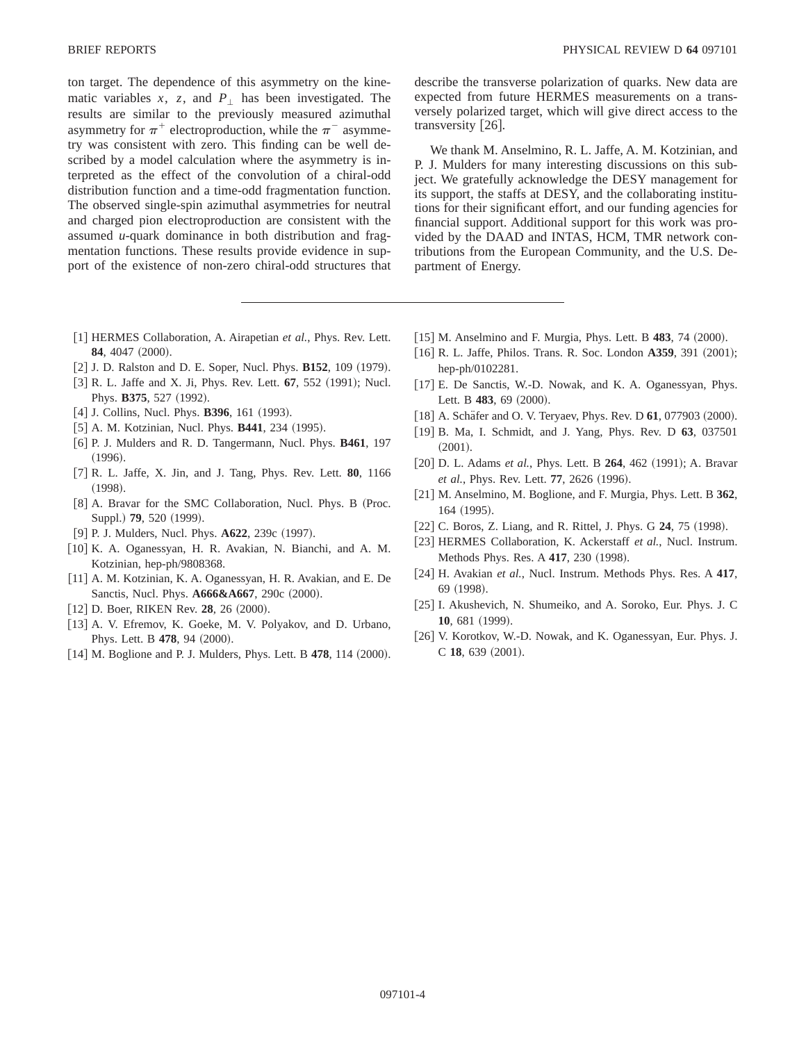ton target. The dependence of this asymmetry on the kinematic variables $x$, $z$, and $P_\perp$ has been investigated. The results are similar to the previously measured azimuthal asymmetry for $\pi^+$ electroproduction, while the $\pi^-$ asymmetry was consistent with zero. This finding can be well described by a model calculation where the asymmetry is interpreted as the effect of the convolution of a chiral-odd distribution function and a time-odd fragmentation function. The observed single-spin azimuthal asymmetries for neutral and charged pion electroproduction are consistent with the assumed $u$-quark dominance in both distribution and fragmentation functions. These results provide evidence in support of the existence of non-zero chiral-odd structures that describe the transverse polarization of quarks. New data are expected from future HERMES measurements on a transversely polarized target, which will give direct access to the transversity [26].

We thank M. Anselmino, R. L. Jaffe, A. M. Kotzinian, and P. J. Mulders for many interesting discussions on this subject. We gratefully acknowledge the DESY management for its support, the staffs at DESY, and the collaborating institutions for their significant effort, and our funding agencies for financial support. Additional support for this work was provided by the DAAD and INTAS, HCM, TMR network contributions from the European Community, and the U.S. Department of Energy.

---

[1] HERMES Collaboration, A. Airapetian *et al.*, Phys. Rev. Lett. **84**, 4047 (2000).

[2] J. D. Ralston and D. E. Soper, Nucl. Phys. **B152**, 109 (1979).

[3] R. L. Jaffe and X. Ji, Phys. Rev. Lett. **67**, 552 (1991); Nucl. Phys. **B375**, 527 (1992).

[4] J. Collins, Nucl. Phys. **B396**, 161 (1993).

[5] A. M. Kotzinian, Nucl. Phys. **B441**, 234 (1995).

[6] P. J. Mulders and R. D. Tangermann, Nucl. Phys. **B461**, 197 (1996).

[7] R. L. Jaffe, X. Jin, and J. Tang, Phys. Rev. Lett. **80**, 1166 (1998).

[8] A. Bravar for the SMC Collaboration, Nucl. Phys. B (Proc. Suppl.) **79**, 520 (1999).

[9] P. J. Mulders, Nucl. Phys. **A622**, 239c (1997).

[10] K. A. Oganessyan, H. R. Avakian, N. Bianchi, and A. M. Kotzinian, hep-ph/9808368.

[11] A. M. Kotzinian, K. A. Oganessyan, H. R. Avakian, and E. De Sanctis, Nucl. Phys. **A666&A667**, 290c (2000).

[12] D. Boer, RIKEN Rev. **28**, 26 (2000).

[13] A. V. Efremov, K. Goeke, M. V. Polyakov, and D. Urbano, Phys. Lett. B **478**, 94 (2000).

[14] M. Boglione and P. J. Mulders, Phys. Lett. B **478**, 114 (2000).

[15] M. Anselmino and F. Murgia, Phys. Lett. B **483**, 74 (2000).

[16] R. L. Jaffe, Philos. Trans. R. Soc. London **A359**, 391 (2001); hep-ph/0102281.

[17] E. De Sanctis, W.-D. Nowak, and K. A. Oganessyan, Phys. Lett. B **483**, 69 (2000).

[18] A. Schäfer and O. V. Teryaev, Phys. Rev. D **61**, 077903 (2000).

[19] B. Ma, I. Schmidt, and J. Yang, Phys. Rev. D **63**, 037501 (2001).

[20] D. L. Adams *et al.*, Phys. Lett. B **264**, 462 (1991); A. Bravar *et al.*, Phys. Rev. Lett. **77**, 2626 (1996).

[21] M. Anselmino, M. Boglione, and F. Murgia, Phys. Lett. B **362**, 164 (1995).

[22] C. Boros, Z. Liang, and R. Rittel, J. Phys. G **24**, 75 (1998).

[23] HERMES Collaboration, K. Ackerstaff *et al.*, Nucl. Instrum. Methods Phys. Res. A **417**, 230 (1998).

[24] H. Avakian *et al.*, Nucl. Instrum. Methods Phys. Res. A **417**, 69 (1998).

[25] I. Akushevich, N. Shumeiko, and A. Soroko, Eur. Phys. J. C **10**, 681 (1999).

[26] V. Korotkov, W.-D. Nowak, and K. Oganessyan, Eur. Phys. J. C **18**, 639 (2001).